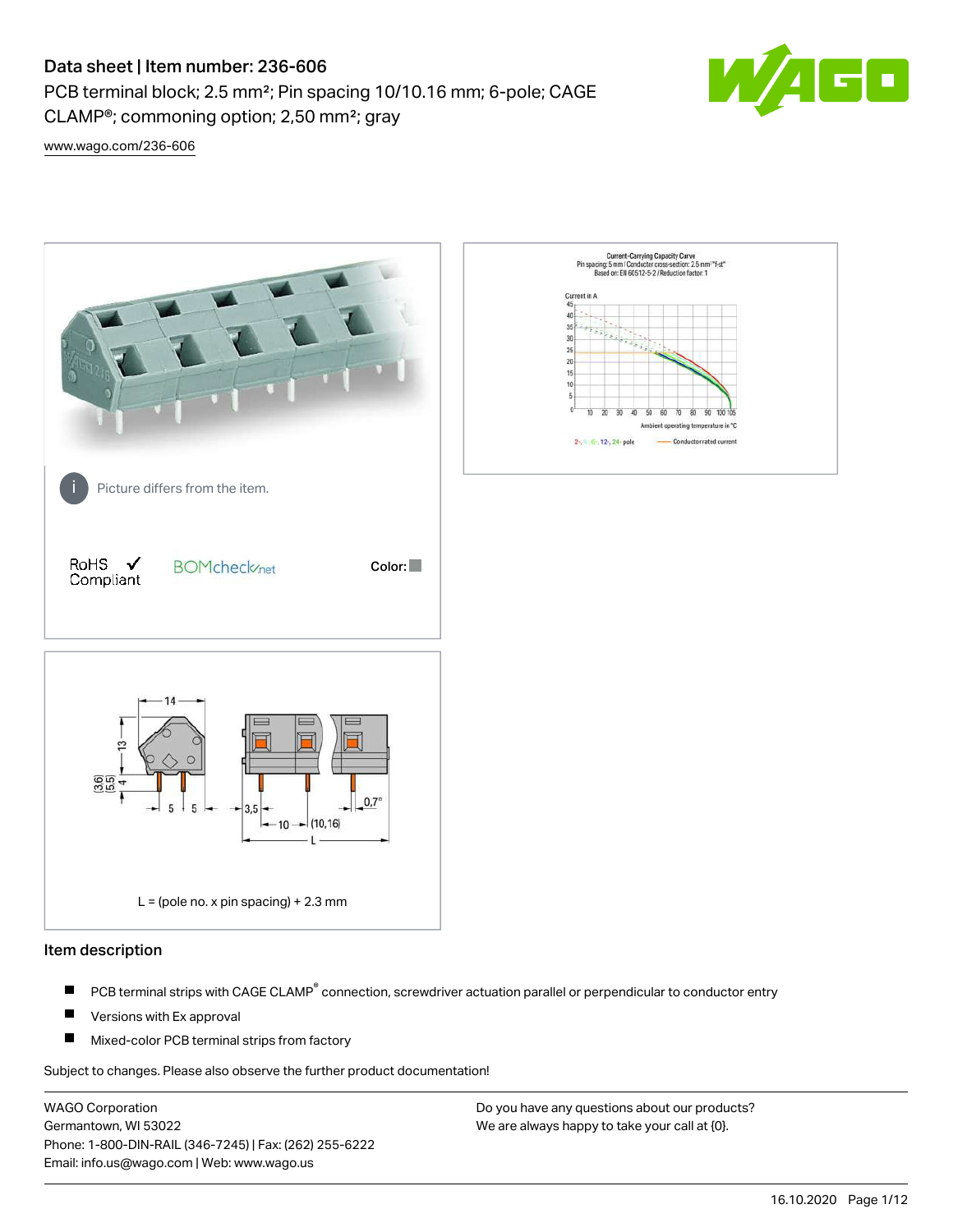# Data sheet | Item number: 236-606

PCB terminal block; 2.5 mm²; Pin spacing 10/10.16 mm; 6-pole; CAGE CLAMP®; commoning option; 2,50 mm²; gray

www.wago.com/236-606

Picture differs from the item.

RoHS ✓ Compliant

BOMcheck.net

Color:

L = (pole no. x pin spacing) + 2.3 mm

## Item description

- PCB terminal strips with CAGE CLAMP® connection, screwdriver actuation parallel or perpendicular to conductor entry
- Versions with Ex approval
- Mixed-color PCB terminal strips from factory

Subject to changes. Please also observe the further product documentation!

WAGO Corporation
Germantown, WI 53022
Phone: 1-800-DIN-RAIL (346-7245) | Fax: (262) 255-6222
Email: info.us@wago.com | Web: www.wago.us

Do you have any questions about our products?
We are always happy to take your call at {0}.

16.10.2020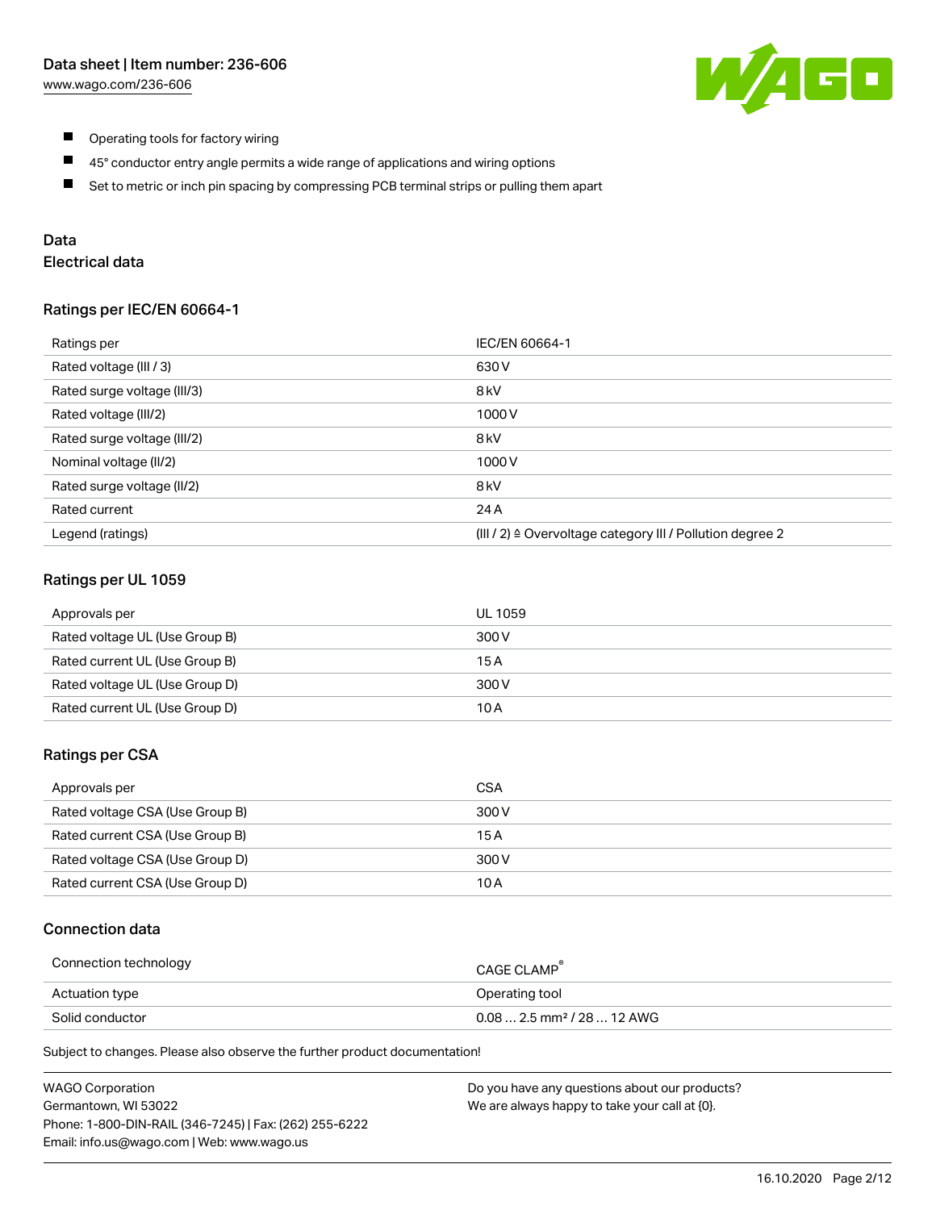- Operating tools for factory wiring
- 45° conductor entry angle permits a wide range of applications and wiring options
- Set to metric or inch pin spacing by compressing PCB terminal strips or pulling them apart

## Data

### Electrical data

#### Ratings per IEC/EN 60664-1

| Ratings per | IEC/EN 60664-1 |
| --- | --- |
| Rated voltage (III / 3) | 630 V |
| Rated surge voltage (III/3) | 8 kV |
| Rated voltage (III/2) | 1000 V |
| Rated surge voltage (III/2) | 8 kV |
| Nominal voltage (II/2) | 1000 V |
| Rated surge voltage (II/2) | 8 kV |
| Rated current | 24 A |
| Legend (ratings) | (III / 2) ≙ Overvoltage category III / Pollution degree 2 |

#### Ratings per UL 1059

| Approvals per | UL 1059 |
| --- | --- |
| Rated voltage UL (Use Group B) | 300 V |
| Rated current UL (Use Group B) | 15 A |
| Rated voltage UL (Use Group D) | 300 V |
| Rated current UL (Use Group D) | 10 A |

#### Ratings per CSA

| Approvals per | CSA |
| --- | --- |
| Rated voltage CSA (Use Group B) | 300 V |
| Rated current CSA (Use Group B) | 15 A |
| Rated voltage CSA (Use Group D) | 300 V |
| Rated current CSA (Use Group D) | 10 A |

### Connection data

| Connection technology | CAGE CLAMP® |
| --- | --- |
| Actuation type | Operating tool |
| Solid conductor | 0.08 … 2.5 mm² / 28 … 12 AWG |

Subject to changes. Please also observe the further product documentation!

WAGO Corporation
Germantown, WI 53022
Phone: 1-800-DIN-RAIL (346-7245) | Fax: (262) 255-6222
Email: info.us@wago.com | Web: www.wago.us

Do you have any questions about our products?
We are always happy to take your call at {0}.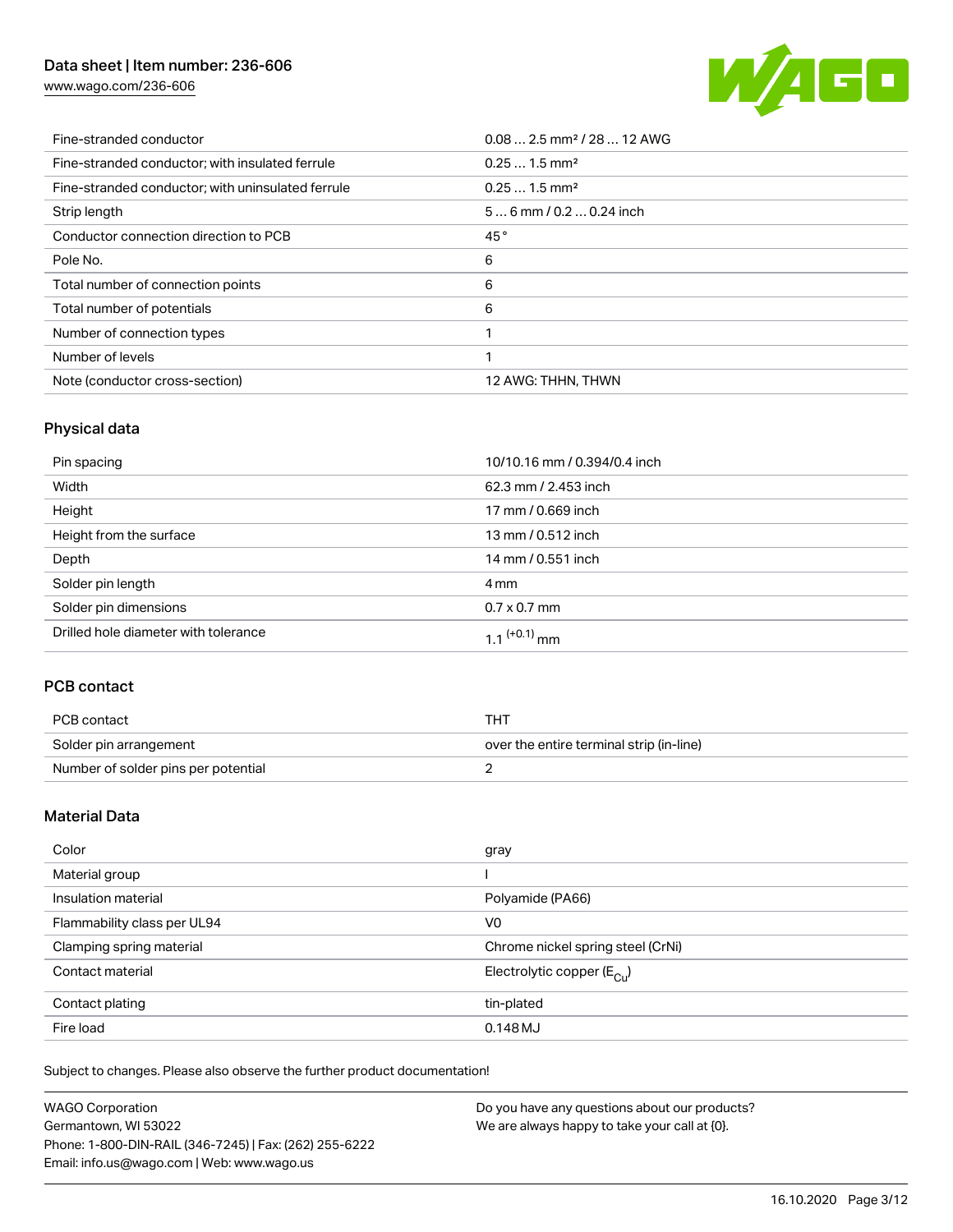| | |
|---|---|
| Fine-stranded conductor | 0.08 … 2.5 mm² / 28 … 12 AWG |
| Fine-stranded conductor; with insulated ferrule | 0.25 … 1.5 mm² |
| Fine-stranded conductor; with uninsulated ferrule | 0.25 … 1.5 mm² |
| Strip length | 5 … 6 mm / 0.2 … 0.24 inch |
| Conductor connection direction to PCB | 45 ° |
| Pole No. | 6 |
| Total number of connection points | 6 |
| Total number of potentials | 6 |
| Number of connection types | 1 |
| Number of levels | 1 |
| Note (conductor cross-section) | 12 AWG: THHN, THWN |

## Physical data

| | |
|---|---|
| Pin spacing | 10/10.16 mm / 0.394/0.4 inch |
| Width | 62.3 mm / 2.453 inch |
| Height | 17 mm / 0.669 inch |
| Height from the surface | 13 mm / 0.512 inch |
| Depth | 14 mm / 0.551 inch |
| Solder pin length | 4 mm |
| Solder pin dimensions | 0.7 x 0.7 mm |
| Drilled hole diameter with tolerance | 1.1 $^{(+0.1)}$ mm |

## PCB contact

| | |
|---|---|
| PCB contact | THT |
| Solder pin arrangement | over the entire terminal strip (in-line) |
| Number of solder pins per potential | 2 |

## Material Data

| | |
|---|---|
| Color | gray |
| Material group | I |
| Insulation material | Polyamide (PA66) |
| Flammability class per UL94 | V0 |
| Clamping spring material | Chrome nickel spring steel (CrNi) |
| Contact material | Electrolytic copper ($E_{Cu}$) |
| Contact plating | tin-plated |
| Fire load | 0.148 MJ |

Subject to changes. Please also observe the further product documentation!

WAGO Corporation
Germantown, WI 53022
Phone: 1-800-DIN-RAIL (346-7245) | Fax: (262) 255-6222
Email: info.us@wago.com | Web: www.wago.us

Do you have any questions about our products?
We are always happy to take your call at {0}.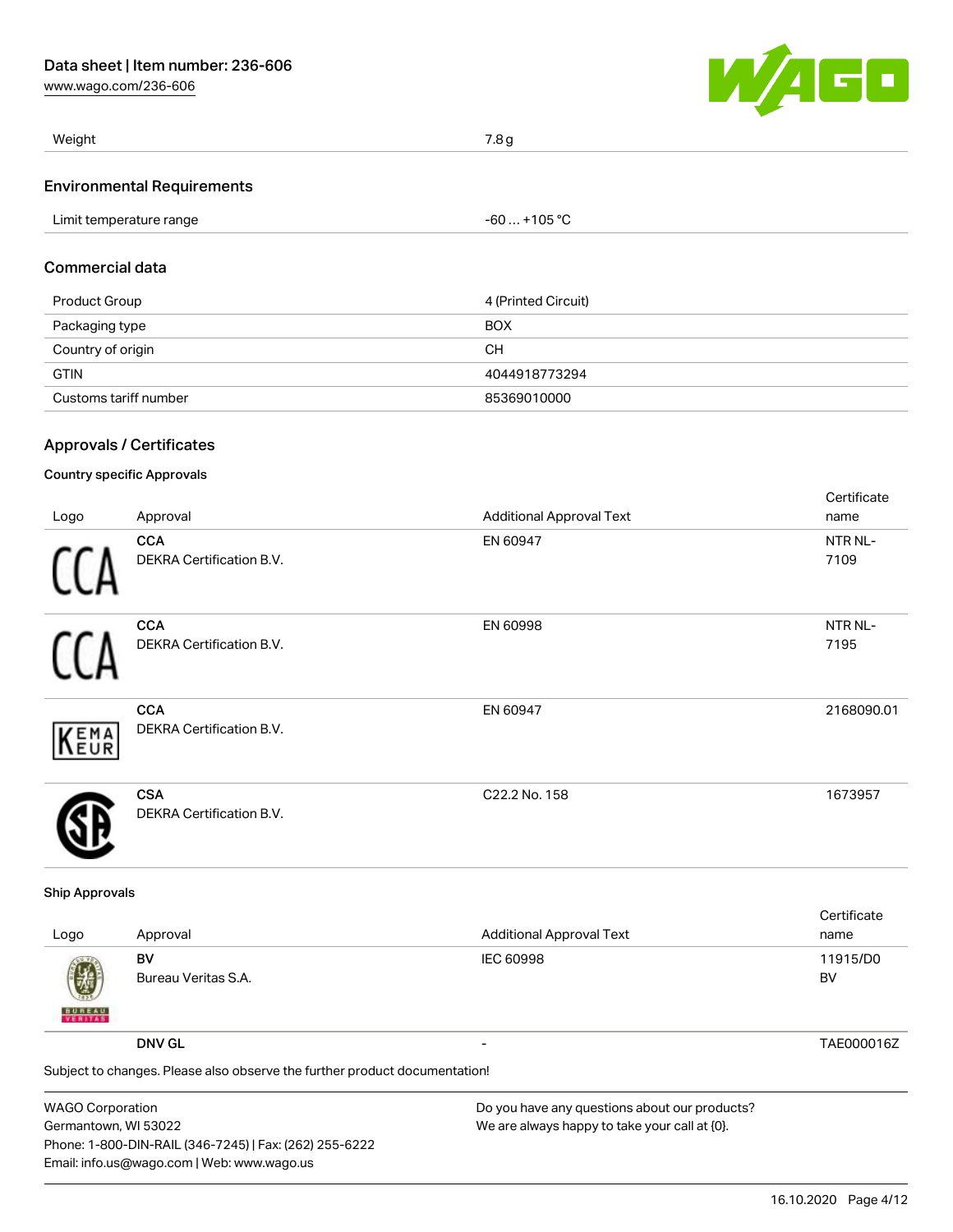| Weight | 7.8 g |
|---|---|

## Environmental Requirements

| Limit temperature range | -60 … +105 °C |
|---|---|

## Commercial data

| Product Group | 4 (Printed Circuit) |
|---|---|
| Packaging type | BOX |
| Country of origin | CH |
| GTIN | 4044918773294 |
| Customs tariff number | 85369010000 |

## Approvals / Certificates

### Country specific Approvals

| Logo | Approval | Additional Approval Text | Certificate name |
|---|---|---|---|
| | **CCA** DEKRA Certification B.V. | EN 60947 | NTR NL-7109 |
| | **CCA** DEKRA Certification B.V. | EN 60998 | NTR NL-7195 |
| | **CCA** DEKRA Certification B.V. | EN 60947 | 2168090.01 |
| | **CSA** DEKRA Certification B.V. | C22.2 No. 158 | 1673957 |

### Ship Approvals

| Logo | Approval | Additional Approval Text | Certificate name |
|---|---|---|---|
| | **BV** Bureau Veritas S.A. | IEC 60998 | 11915/D0 BV |
| | **DNV GL** | - | TAE000016Z |

Subject to changes. Please also observe the further product documentation!

WAGO Corporation
Germantown, WI 53022
Phone: 1-800-DIN-RAIL (346-7245) | Fax: (262) 255-6222
Email: info.us@wago.com | Web: www.wago.us

Do you have any questions about our products?
We are always happy to take your call at {0}.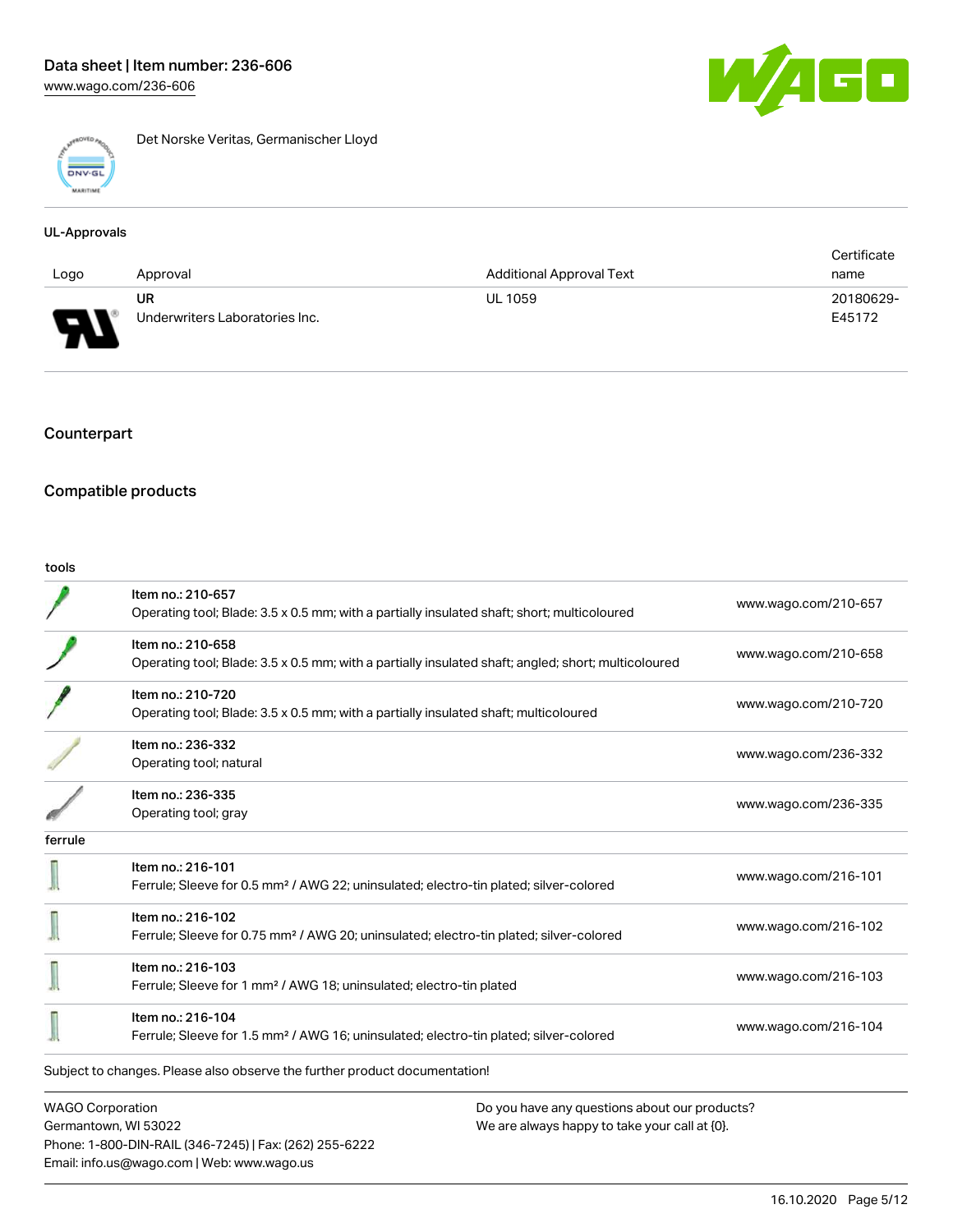Det Norske Veritas, Germanischer Lloyd

UL-Approvals

| Logo | Approval | Additional Approval Text | Certificate name |
|---|---|---|---|
| | UR<br>Underwriters Laboratories Inc. | UL 1059 | 20180629-E45172 |

## Counterpart

## Compatible products

tools

| | | |
|---|---|---|
| | Item no.: 210-657<br>Operating tool; Blade: 3.5 x 0.5 mm; with a partially insulated shaft; short; multicoloured | www.wago.com/210-657 |
| | Item no.: 210-658<br>Operating tool; Blade: 3.5 x 0.5 mm; with a partially insulated shaft; angled; short; multicoloured | www.wago.com/210-658 |
| | Item no.: 210-720<br>Operating tool; Blade: 3.5 x 0.5 mm; with a partially insulated shaft; multicoloured | www.wago.com/210-720 |
| | Item no.: 236-332<br>Operating tool; natural | www.wago.com/236-332 |
| | Item no.: 236-335<br>Operating tool; gray | www.wago.com/236-335 |

ferrule

| | | |
|---|---|---|
| | Item no.: 216-101<br>Ferrule; Sleeve for 0.5 mm² / AWG 22; uninsulated; electro-tin plated; silver-colored | www.wago.com/216-101 |
| | Item no.: 216-102<br>Ferrule; Sleeve for 0.75 mm² / AWG 20; uninsulated; electro-tin plated; silver-colored | www.wago.com/216-102 |
| | Item no.: 216-103<br>Ferrule; Sleeve for 1 mm² / AWG 18; uninsulated; electro-tin plated | www.wago.com/216-103 |
| | Item no.: 216-104<br>Ferrule; Sleeve for 1.5 mm² / AWG 16; uninsulated; electro-tin plated; silver-colored | www.wago.com/216-104 |

Subject to changes. Please also observe the further product documentation!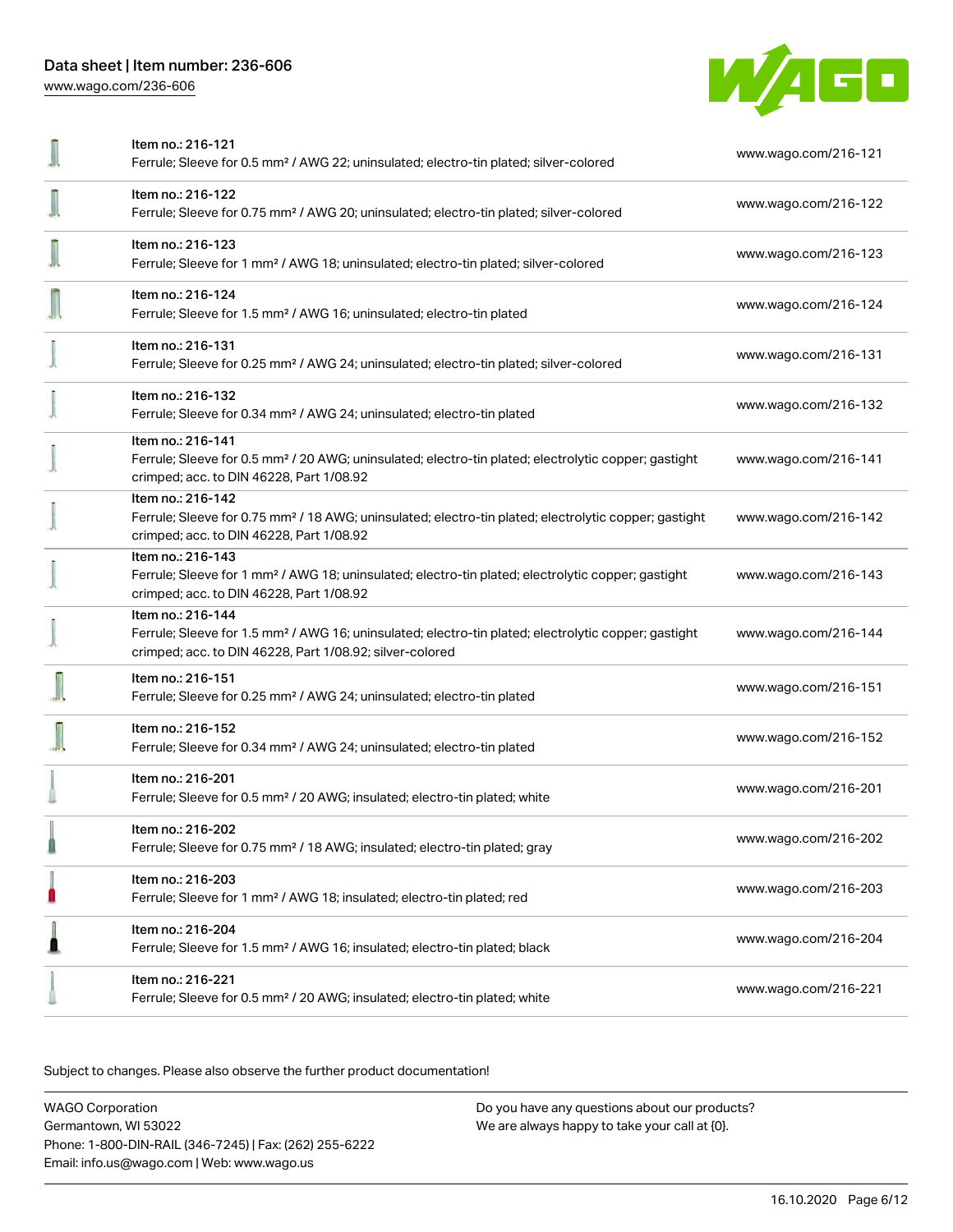| Item | Link |
| --- | --- |
| Item no.: 216-121<br>Ferrule; Sleeve for 0.5 mm² / AWG 22; uninsulated; electro-tin plated; silver-colored | www.wago.com/216-121 |
| Item no.: 216-122<br>Ferrule; Sleeve for 0.75 mm² / AWG 20; uninsulated; electro-tin plated; silver-colored | www.wago.com/216-122 |
| Item no.: 216-123<br>Ferrule; Sleeve for 1 mm² / AWG 18; uninsulated; electro-tin plated; silver-colored | www.wago.com/216-123 |
| Item no.: 216-124<br>Ferrule; Sleeve for 1.5 mm² / AWG 16; uninsulated; electro-tin plated | www.wago.com/216-124 |
| Item no.: 216-131<br>Ferrule; Sleeve for 0.25 mm² / AWG 24; uninsulated; electro-tin plated; silver-colored | www.wago.com/216-131 |
| Item no.: 216-132<br>Ferrule; Sleeve for 0.34 mm² / AWG 24; uninsulated; electro-tin plated | www.wago.com/216-132 |
| Item no.: 216-141<br>Ferrule; Sleeve for 0.5 mm² / 20 AWG; uninsulated; electro-tin plated; electrolytic copper; gastight crimped; acc. to DIN 46228, Part 1/08.92 | www.wago.com/216-141 |
| Item no.: 216-142<br>Ferrule; Sleeve for 0.75 mm² / 18 AWG; uninsulated; electro-tin plated; electrolytic copper; gastight crimped; acc. to DIN 46228, Part 1/08.92 | www.wago.com/216-142 |
| Item no.: 216-143<br>Ferrule; Sleeve for 1 mm² / AWG 18; uninsulated; electro-tin plated; electrolytic copper; gastight crimped; acc. to DIN 46228, Part 1/08.92 | www.wago.com/216-143 |
| Item no.: 216-144<br>Ferrule; Sleeve for 1.5 mm² / AWG 16; uninsulated; electro-tin plated; electrolytic copper; gastight crimped; acc. to DIN 46228, Part 1/08.92; silver-colored | www.wago.com/216-144 |
| Item no.: 216-151<br>Ferrule; Sleeve for 0.25 mm² / AWG 24; uninsulated; electro-tin plated | www.wago.com/216-151 |
| Item no.: 216-152<br>Ferrule; Sleeve for 0.34 mm² / AWG 24; uninsulated; electro-tin plated | www.wago.com/216-152 |
| Item no.: 216-201<br>Ferrule; Sleeve for 0.5 mm² / 20 AWG; insulated; electro-tin plated; white | www.wago.com/216-201 |
| Item no.: 216-202<br>Ferrule; Sleeve for 0.75 mm² / 18 AWG; insulated; electro-tin plated; gray | www.wago.com/216-202 |
| Item no.: 216-203<br>Ferrule; Sleeve for 1 mm² / AWG 18; insulated; electro-tin plated; red | www.wago.com/216-203 |
| Item no.: 216-204<br>Ferrule; Sleeve for 1.5 mm² / AWG 16; insulated; electro-tin plated; black | www.wago.com/216-204 |
| Item no.: 216-221<br>Ferrule; Sleeve for 0.5 mm² / 20 AWG; insulated; electro-tin plated; white | www.wago.com/216-221 |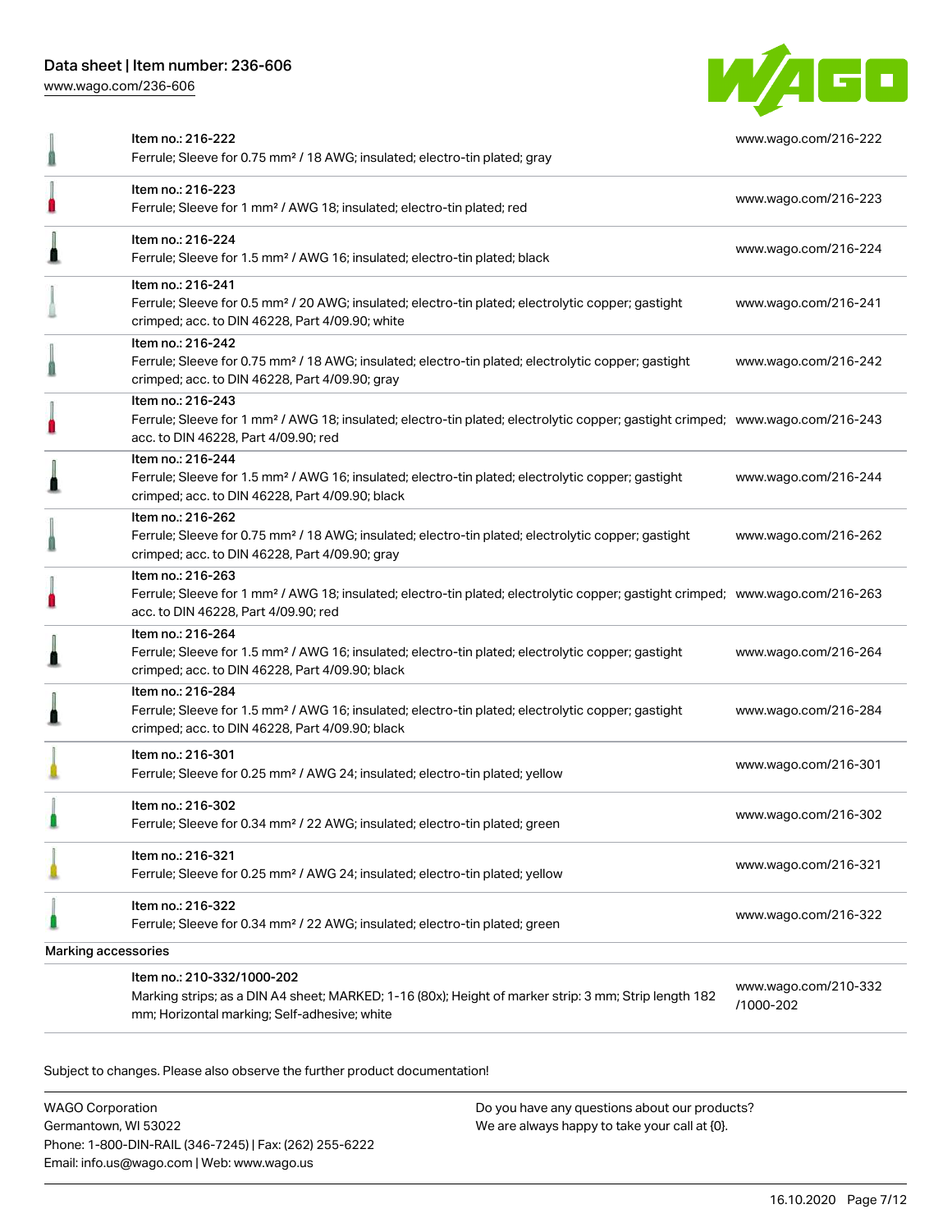| | | |
|---|---|---|
| | Item no.: 216-222<br>Ferrule; Sleeve for 0.75 mm² / 18 AWG; insulated; electro-tin plated; gray | www.wago.com/216-222 |
| | Item no.: 216-223<br>Ferrule; Sleeve for 1 mm² / AWG 18; insulated; electro-tin plated; red | www.wago.com/216-223 |
| | Item no.: 216-224<br>Ferrule; Sleeve for 1.5 mm² / AWG 16; insulated; electro-tin plated; black | www.wago.com/216-224 |
| | Item no.: 216-241<br>Ferrule; Sleeve for 0.5 mm² / 20 AWG; insulated; electro-tin plated; electrolytic copper; gastight crimped; acc. to DIN 46228, Part 4/09.90; white | www.wago.com/216-241 |
| | Item no.: 216-242<br>Ferrule; Sleeve for 0.75 mm² / 18 AWG; insulated; electro-tin plated; electrolytic copper; gastight crimped; acc. to DIN 46228, Part 4/09.90; gray | www.wago.com/216-242 |
| | Item no.: 216-243<br>Ferrule; Sleeve for 1 mm² / AWG 18; insulated; electro-tin plated; electrolytic copper; gastight crimped; acc. to DIN 46228, Part 4/09.90; red | www.wago.com/216-243 |
| | Item no.: 216-244<br>Ferrule; Sleeve for 1.5 mm² / AWG 16; insulated; electro-tin plated; electrolytic copper; gastight crimped; acc. to DIN 46228, Part 4/09.90; black | www.wago.com/216-244 |
| | Item no.: 216-262<br>Ferrule; Sleeve for 0.75 mm² / 18 AWG; insulated; electro-tin plated; electrolytic copper; gastight crimped; acc. to DIN 46228, Part 4/09.90; gray | www.wago.com/216-262 |
| | Item no.: 216-263<br>Ferrule; Sleeve for 1 mm² / AWG 18; insulated; electro-tin plated; electrolytic copper; gastight crimped; acc. to DIN 46228, Part 4/09.90; red | www.wago.com/216-263 |
| | Item no.: 216-264<br>Ferrule; Sleeve for 1.5 mm² / AWG 16; insulated; electro-tin plated; electrolytic copper; gastight crimped; acc. to DIN 46228, Part 4/09.90; black | www.wago.com/216-264 |
| | Item no.: 216-284<br>Ferrule; Sleeve for 1.5 mm² / AWG 16; insulated; electro-tin plated; electrolytic copper; gastight crimped; acc. to DIN 46228, Part 4/09.90; black | www.wago.com/216-284 |
| | Item no.: 216-301<br>Ferrule; Sleeve for 0.25 mm² / AWG 24; insulated; electro-tin plated; yellow | www.wago.com/216-301 |
| | Item no.: 216-302<br>Ferrule; Sleeve for 0.34 mm² / 22 AWG; insulated; electro-tin plated; green | www.wago.com/216-302 |
| | Item no.: 216-321<br>Ferrule; Sleeve for 0.25 mm² / AWG 24; insulated; electro-tin plated; yellow | www.wago.com/216-321 |
| | Item no.: 216-322<br>Ferrule; Sleeve for 0.34 mm² / 22 AWG; insulated; electro-tin plated; green | www.wago.com/216-322 |
| Marking accessories | | |
| | Item no.: 210-332/1000-202<br>Marking strips; as a DIN A4 sheet; MARKED; 1-16 (80x); Height of marker strip: 3 mm; Strip length 182 mm; Horizontal marking; Self-adhesive; white | www.wago.com/210-332/1000-202 |

Subject to changes. Please also observe the further product documentation!

WAGO Corporation
Germantown, WI 53022
Phone: 1-800-DIN-RAIL (346-7245) | Fax: (262) 255-6222
Email: info.us@wago.com | Web: www.wago.us

Do you have any questions about our products?
We are always happy to take your call at {0}.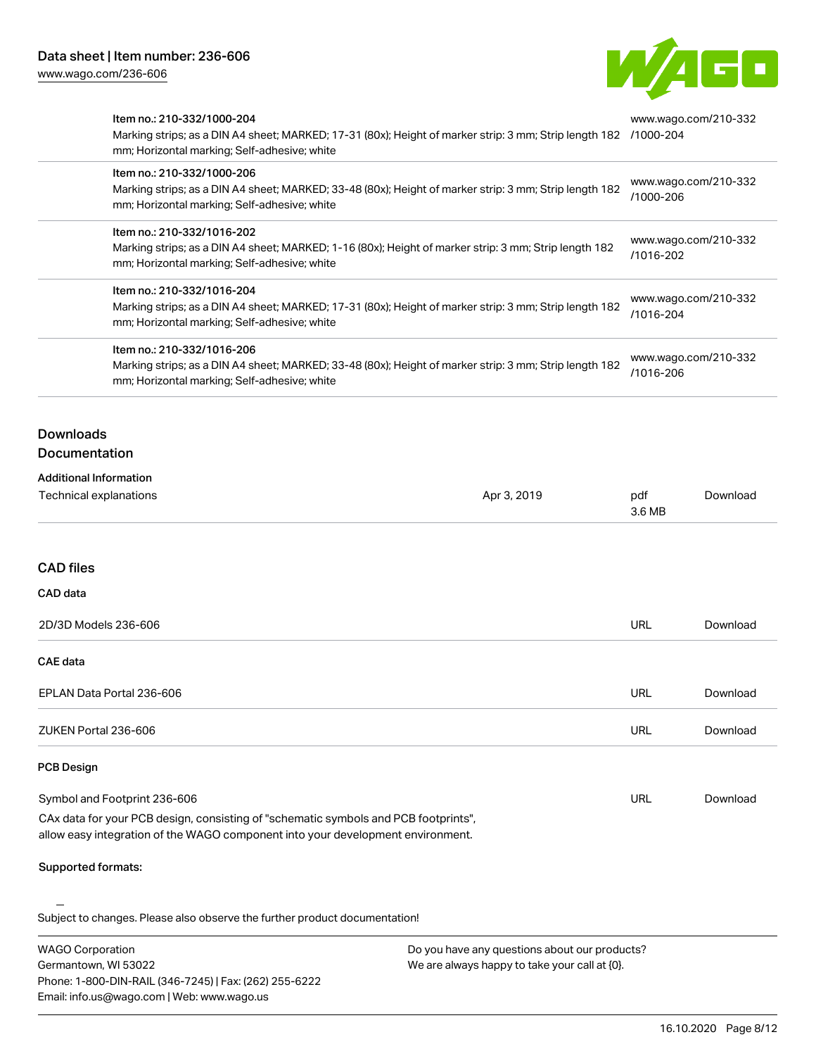| | |
|---|---|
| Item no.: 210-332/1000-204<br>Marking strips; as a DIN A4 sheet; MARKED; 17-31 (80x); Height of marker strip: 3 mm; Strip length 182 mm; Horizontal marking; Self-adhesive; white | www.wago.com/210-332/1000-204 |
| Item no.: 210-332/1000-206<br>Marking strips; as a DIN A4 sheet; MARKED; 33-48 (80x); Height of marker strip: 3 mm; Strip length 182 mm; Horizontal marking; Self-adhesive; white | www.wago.com/210-332/1000-206 |
| Item no.: 210-332/1016-202<br>Marking strips; as a DIN A4 sheet; MARKED; 1-16 (80x); Height of marker strip: 3 mm; Strip length 182 mm; Horizontal marking; Self-adhesive; white | www.wago.com/210-332/1016-202 |
| Item no.: 210-332/1016-204<br>Marking strips; as a DIN A4 sheet; MARKED; 17-31 (80x); Height of marker strip: 3 mm; Strip length 182 mm; Horizontal marking; Self-adhesive; white | www.wago.com/210-332/1016-204 |
| Item no.: 210-332/1016-206<br>Marking strips; as a DIN A4 sheet; MARKED; 33-48 (80x); Height of marker strip: 3 mm; Strip length 182 mm; Horizontal marking; Self-adhesive; white | www.wago.com/210-332/1016-206 |

## Downloads

### Documentation

#### Additional Information

| | | | |
|---|---|---|---|
| Technical explanations | Apr 3, 2019 | pdf 3.6 MB | Download |

## CAD files

### CAD data

| | | |
|---|---|---|
| 2D/3D Models 236-606 | URL | Download |

### CAE data

| | | |
|---|---|---|
| EPLAN Data Portal 236-606 | URL | Download |
| ZUKEN Portal 236-606 | URL | Download |

### PCB Design

| | | |
|---|---|---|
| Symbol and Footprint 236-606 | URL | Download |

CAx data for your PCB design, consisting of "schematic symbols and PCB footprints", allow easy integration of the WAGO component into your development environment.

**Supported formats:**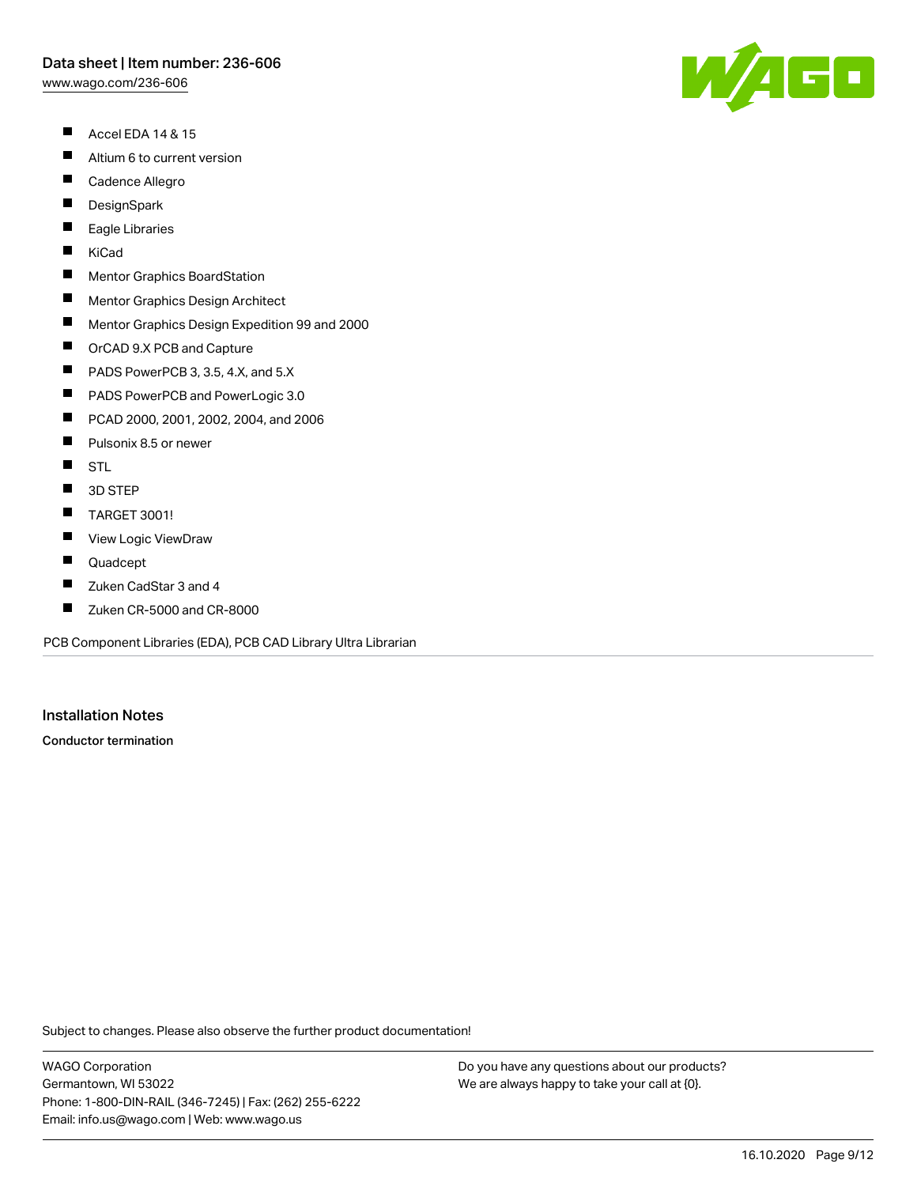- Accel EDA 14 & 15
- Altium 6 to current version
- Cadence Allegro
- DesignSpark
- Eagle Libraries
- KiCad
- Mentor Graphics BoardStation
- Mentor Graphics Design Architect
- Mentor Graphics Design Expedition 99 and 2000
- OrCAD 9.X PCB and Capture
- PADS PowerPCB 3, 3.5, 4.X, and 5.X
- PADS PowerPCB and PowerLogic 3.0
- PCAD 2000, 2001, 2002, 2004, and 2006
- Pulsonix 8.5 or newer
- STL
- 3D STEP
- TARGET 3001!
- View Logic ViewDraw
- Quadcept
- Zuken CadStar 3 and 4
- Zuken CR-5000 and CR-8000

PCB Component Libraries (EDA), PCB CAD Library Ultra Librarian

## Installation Notes

**Conductor termination**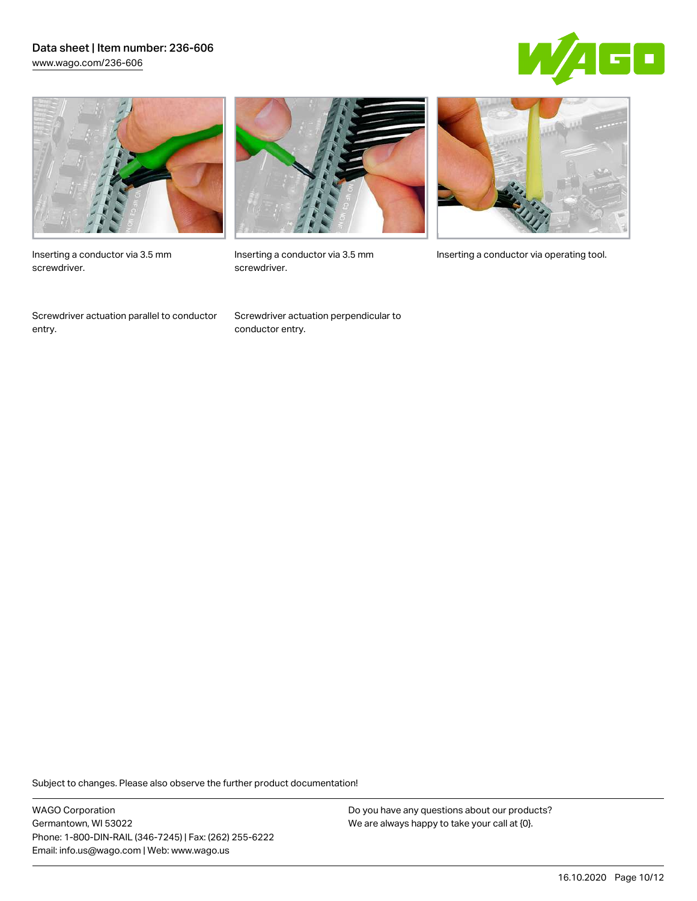Inserting a conductor via 3.5 mm screwdriver.

Inserting a conductor via 3.5 mm screwdriver.

Inserting a conductor via operating tool.

Screwdriver actuation parallel to conductor entry.

Screwdriver actuation perpendicular to conductor entry.

Subject to changes. Please also observe the further product documentation!

WAGO Corporation
Germantown, WI 53022
Phone: 1-800-DIN-RAIL (346-7245) | Fax: (262) 255-6222
Email: info.us@wago.com | Web: www.wago.us

Do you have any questions about our products?
We are always happy to take your call at {0}.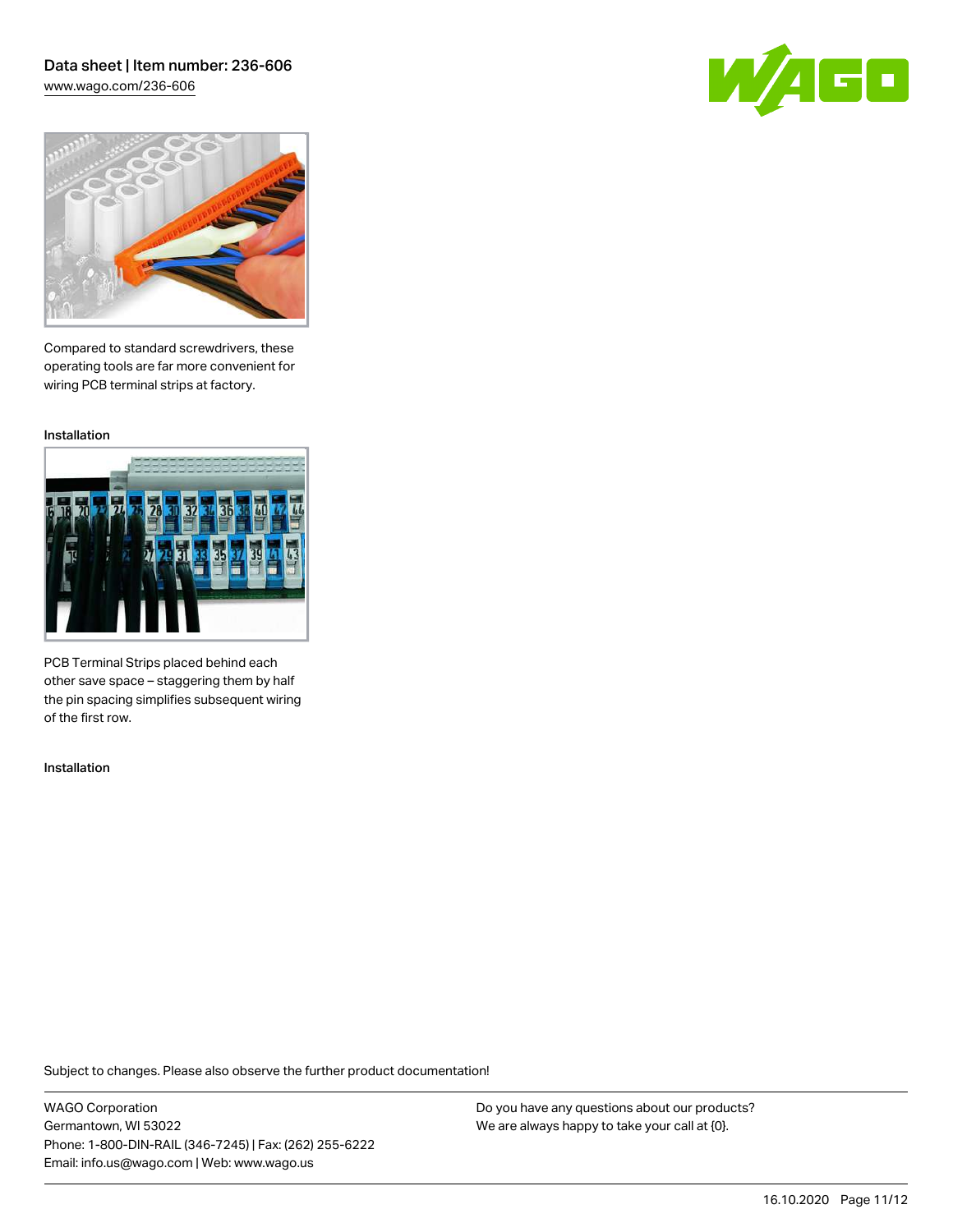Compared to standard screwdrivers, these operating tools are far more convenient for wiring PCB terminal strips at factory.

Installation

PCB Terminal Strips placed behind each other save space – staggering them by half the pin spacing simplifies subsequent wiring of the first row.

Installation

Subject to changes. Please also observe the further product documentation!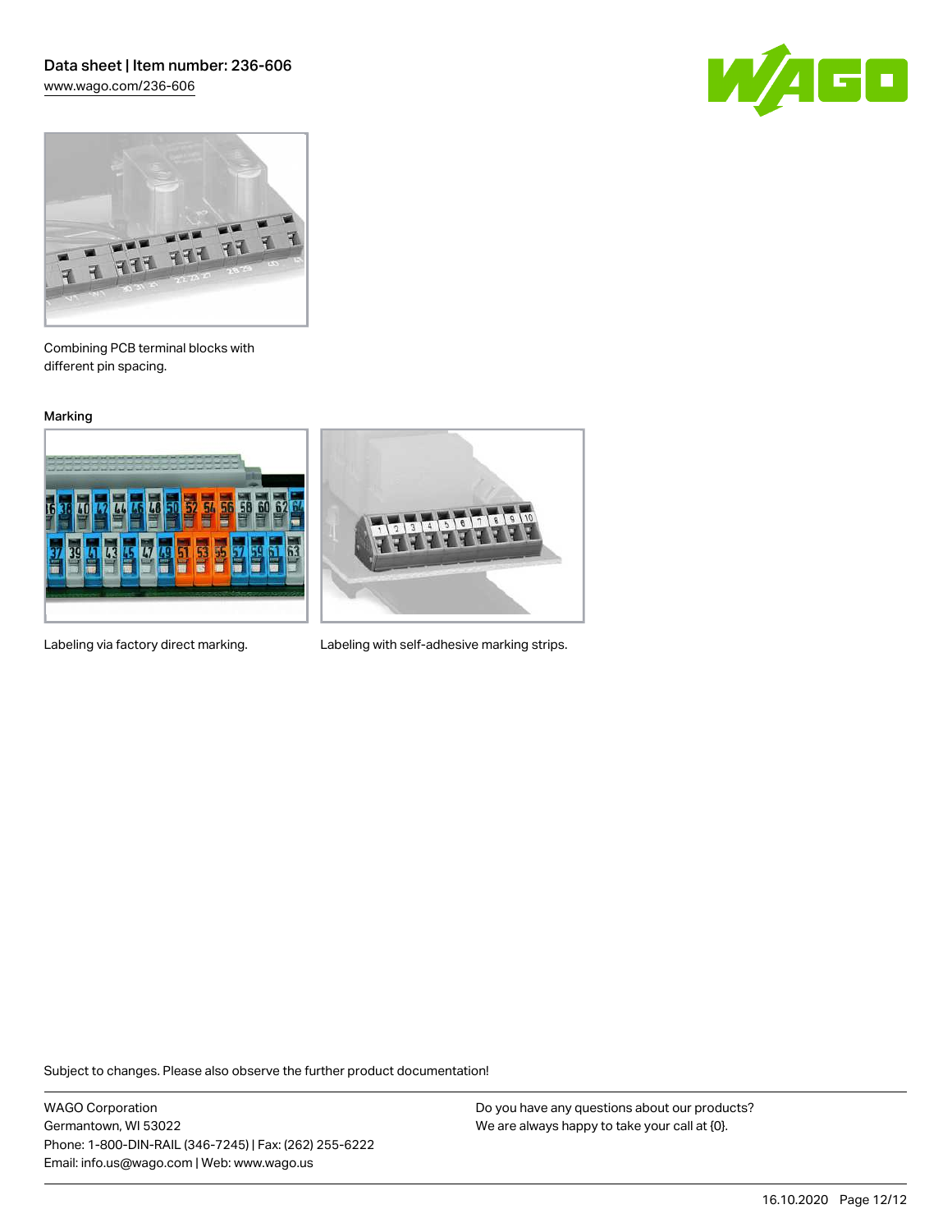Combining PCB terminal blocks with different pin spacing.

### Marking

Labeling via factory direct marking.

Labeling with self-adhesive marking strips.

Subject to changes. Please also observe the further product documentation!

WAGO Corporation
Germantown, WI 53022
Phone: 1-800-DIN-RAIL (346-7245) | Fax: (262) 255-6222
Email: info.us@wago.com | Web: www.wago.us

Do you have any questions about our products?
We are always happy to take your call at {0}.